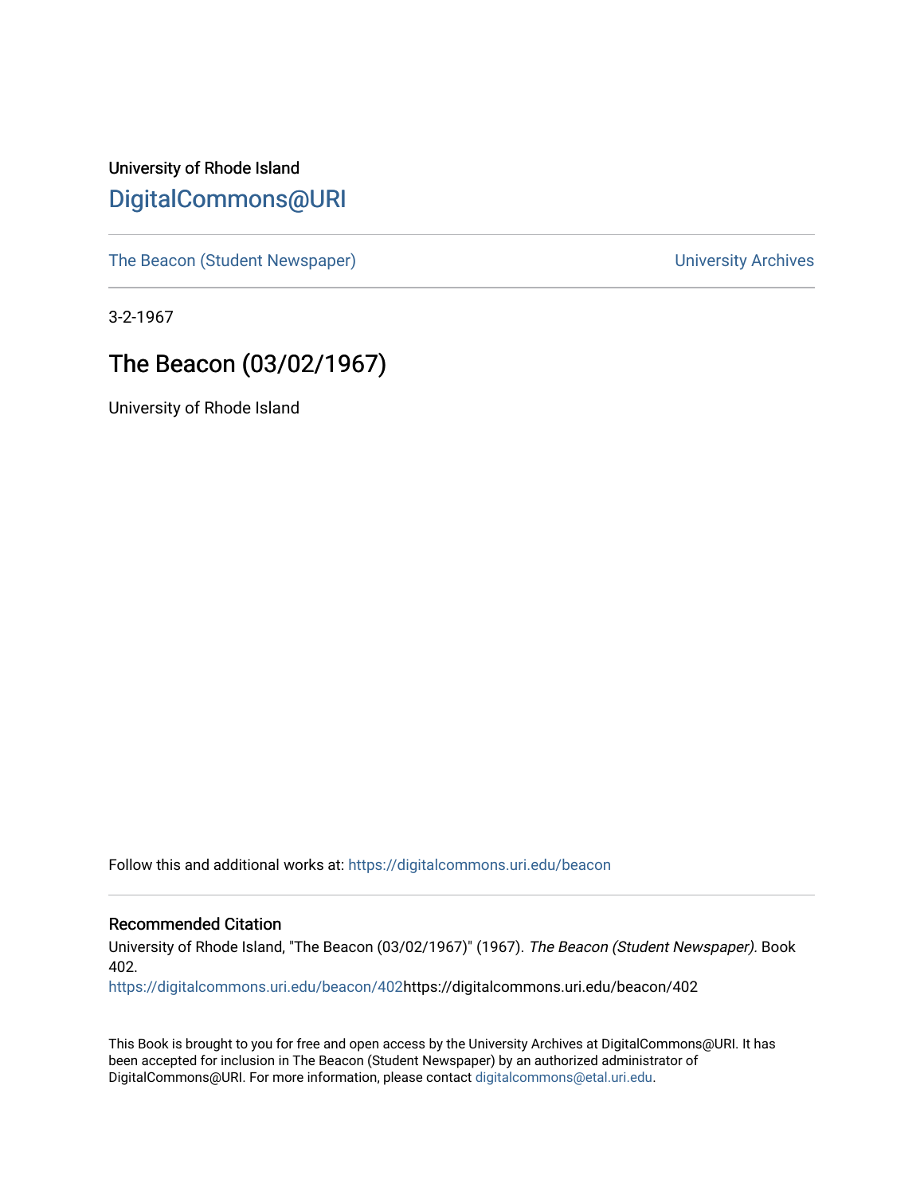University of Rhode Island

# DigitalCommons@URI

The Beacon (Student Newspaper) | University Archives

3-2-1967

## The Beacon (03/02/1967)

University of Rhode Island

Follow this and additional works at: https://digitalcommons.uri.edu/beacon

### Recommended Citation

University of Rhode Island, "The Beacon (03/02/1967)" (1967). *The Beacon (Student Newspaper)*. Book 402.
https://digitalcommons.uri.edu/beacon/402https://digitalcommons.uri.edu/beacon/402

This Book is brought to you for free and open access by the University Archives at DigitalCommons@URI. It has been accepted for inclusion in The Beacon (Student Newspaper) by an authorized administrator of DigitalCommons@URI. For more information, please contact digitalcommons@etal.uri.edu.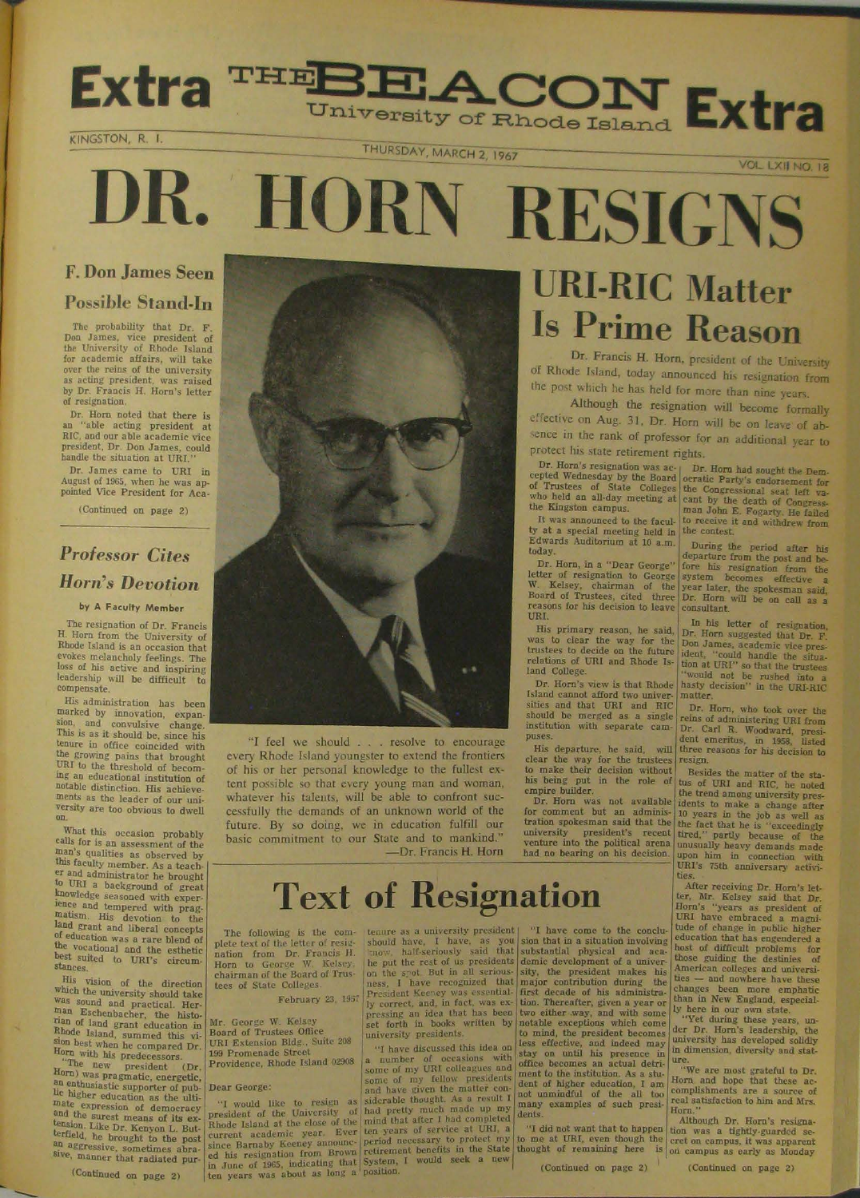# Extra THE BEACON Extra

University of Rhode Island

KINGSTON, R. I. THURSDAY, MARCH 2, 1967 VOL. LXII NO. 18

# DR. HORN RESIGNS

## F. Don James Seen Possible Stand-In

The probability that Dr. F. Don James, vice president of the University of Rhode Island for academic affairs, will take over the reins of the university as acting president, was raised by Dr. Francis H. Horn's letter of resignation.

Dr. Horn noted that there is an "able acting president at RIC, and our able academic vice president, Dr. Don James, could handle the situation at URI."

Dr. James came to URI in August of 1965, when he was appointed Vice President for Aca-

(Continued on page 2)

## *Professor Cites Horn's Devotion*

**by A Faculty Member**

The resignation of Dr. Francis H. Horn from the University of Rhode Island is an occasion that evokes melancholy feelings. The loss of his active and inspiring leadership will be difficult to compensate.

His administration has been marked by innovation, expansion, and convulsive change. This is as it should be, since his tenure in office coincided with the growing pains that brought URI to the threshold of becoming an educational institution of notable distinction. His achievements as the leader of our university are too obvious to dwell on.

What this occasion probably calls for is an assessment of the man's qualities as observed by this faculty member. As a teacher and administrator he brought to URI a background of great knowledge seasoned with experience and tempered with pragmatism. His devotion to the land grant and liberal concepts of education was a rare blend of the vocational and the esthetic best suited to URI's circumstances.

His vision of the direction which the university should take was sound and practical. Herman Eschenbacher, the historian of land grant education in Rhode Island, summed this vision best when he compared Dr. Horn with his predecessors.

"The new president (Dr. Horn) was pragmatic, energetic, an enthusiastic supporter of public higher education as the ultimate expression of democracy and the surest means of its extension. Like Dr. Kenyon L. Butterfield, he brought to the post an aggressive, sometimes abrasive, manner that radiated pur-

(Continued on page 2)

"I feel we should . . . resolve to encourage every Rhode Island youngster to extend the frontiers of his or her personal knowledge to the fullest extent possible so that every young man and woman, whatever his talents, will be able to confront successfully the demands of an unknown world of the future. By so doing, we in education fulfill our basic commitment to our State and to mankind."
—Dr. Francis H. Horn

# URI-RIC Matter Is Prime Reason

Dr. Francis H. Horn, president of the University of Rhode Island, today announced his resignation from the post which he has held for more than nine years.

Although the resignation will become formally effective on Aug. 31, Dr. Horn will be on leave of absence in the rank of professor for an additional year to protect his state retirement rights.

Dr. Horn's resignation was accepted Wednesday by the Board of Trustees of State Colleges who held an all-day meeting at the Kingston campus.

It was announced to the faculty at a special meeting held in Edwards Auditorium at 10 a.m. today.

Dr. Horn, in a "Dear George" letter of resignation to George W. Kelsey, chairman of the Board of Trustees, cited three reasons for his decision to leave URI.

His primary reason, he said, was to clear the way for the trustees to decide on the future relations of URI and Rhode Island College.

Dr. Horn's view is that Rhode Island cannot afford two universities and that URI and RIC should be merged as a single institution with separate campuses.

His departure, he said, will clear the way for the trustees to make their decision without his being put in the role of empire builder.

Dr. Horn was not available for comment but an administration spokesman said that the university president's recent venture into the political arena had no bearing on his decision.

Dr. Horn had sought the Democratic Party's endorsement for the Congressional seat left vacant by the death of Congressman John E. Fogarty. He failed to receive it and withdrew from the contest.

During the period after his departure from the post and before his resignation from the system becomes effective a year later, the spokesman said, Dr. Horn will be on call as a consultant.

In his letter of resignation, Dr. Horn suggested that Dr. F. Don James, academic vice president, "could handle the situation at URI" so that the trustees "would not be rushed into a hasty decision" in the URI-RIC matter.

Dr. Horn, who took over the reins of administering URI from Dr. Carl R. Woodward, president emeritus, in 1958, listed three reasons for his decision to resign.

Besides the matter of the status of URI and RIC, he noted the trend among university presidents to make a change after 10 years in the job as well as the fact that he is "exceedingly tired," partly because of the unusually heavy demands made upon him in connection with URI's 75th anniversary activities.

After receiving Dr. Horn's letter, Mr. Kelsey said that Dr. Horn's "years as president of URI have embraced a magnitude of change in public higher education that has engendered a host of difficult problems for those guiding the destinies of American colleges and universities — and nowhere have these changes been more emphatic than in New England, especially here in our own state.

"Yet during these years, under Dr. Horn's leadership, the university has developed solidly in dimension, diversity and stature.

"We are most grateful to Dr. Horn and hope that these accomplishments are a source of real satisfaction to him and Mrs. Horn."

Although Dr. Horn's resignation was a tightly-guarded secret on campus, it was apparent on campus as early as Monday

(Continued on page 2)

# Text of Resignation

The following is the complete text of the letter of resignation from Dr. Francis H. Horn to George W. Kelsey, chairman of the Board of Trustees of State Colleges.

February 23, 1967

Mr. George W. Kelsey
Board of Trustees Office
URI Extension Bldg., Suite 208
199 Promenade Street
Providence, Rhode Island 02908

Dear George:

"I would like to resign as president of the University of Rhode Island at the close of the current academic year. Ever since Barnaby Keeney announced his resignation from Brown in June of 1965, indicating that ten years was about as long a tenure as a university president should have, I have, as you know, half-seriously said that he put the rest of us presidents on the spot. But in all seriousness, I have recognized that President Keeney was essentially correct, and, in fact, was expressing an idea that has been set forth in books written by university presidents.

"I have discussed this idea on a number of occasions with some of my URI colleagues and some of my fellow presidents and have given the matter considerable thought. As a result I had pretty much made up my mind that after I had completed ten years of service at URI, a period necessary to protect my retirement benefits in the State System, I would seek a new position.

"I have come to the conclusion that in a situation involving substantial physical and academic development of a university, the president makes his major contribution during the first decade of his administration. Thereafter, given a year or two either way, and with some notable exceptions which come to mind, the president becomes less effective, and indeed may stay on until his presence in office becomes an actual detriment to the institution. As a student of higher education, I am not unmindful of the all too many examples of such presidents.

"I did not want that to happen to me at URI, even though the thought of remaining here is

(Continued on page 2)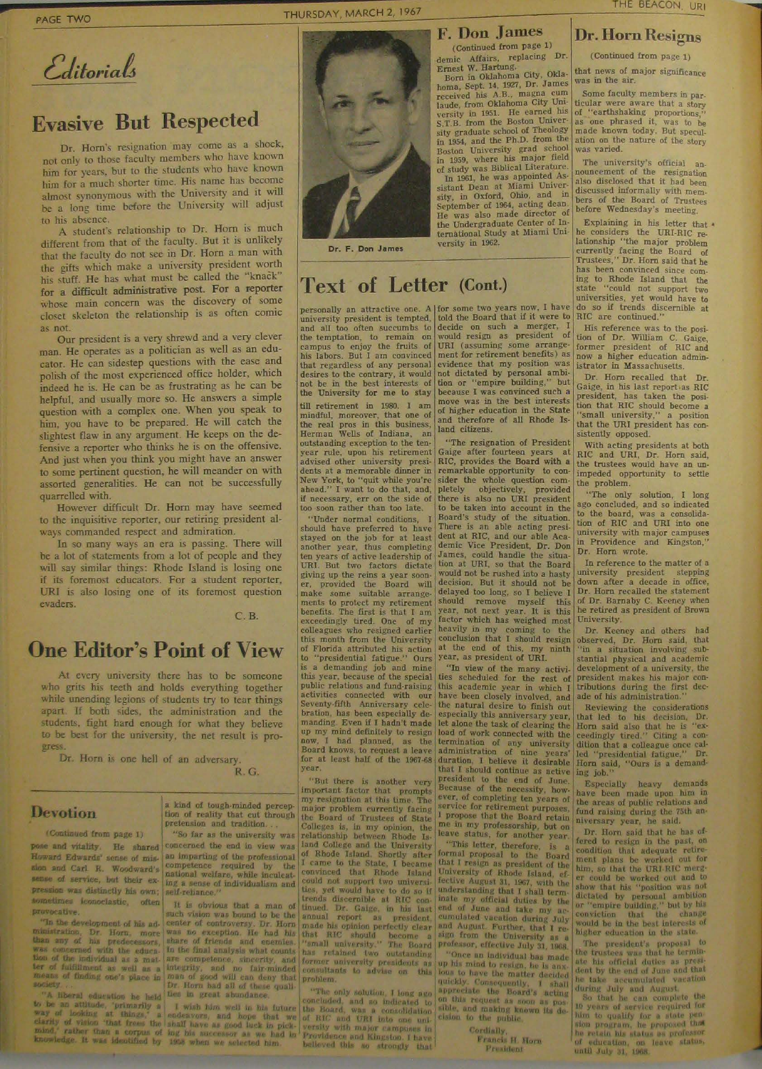# Editorials

## Evasive But Respected

Dr. Horn's resignation may come as a shock, not only to those faculty members who have known him for years, but to the students who have known him for a much shorter time. His name has become almost synonymous with the University and it will be a long time before the University will adjust to his absence.

A student's relationship to Dr. Horn is much different from that of the faculty. But it is unlikely that the faculty do not see in Dr. Horn a man with the gifts which make a university president worth his stuff. He has what must be called the "knack" for a difficult administrative post. For a reporter whose main concern was the discovery of some closet skeleton the relationship is as often comic as not.

Our president is a very shrewd and a very clever man. He operates as a politician as well as an educator. He can sidestep questions with the ease and polish of the most experienced office holder, which indeed he is. He can be as frustrating as he can be helpful, and usually more so. He answers a simple question with a complex one. When you speak to him, you have to be prepared. He will catch the slightest flaw in any argument. He keeps on the defensive a reporter who thinks he is on the offensive. And just when you think you might have an answer to some pertinent question, he will meander on with assorted generalities. He can not be successfully quarrelled with.

However difficult Dr. Horn may have seemed to the inquisitive reporter, our retiring president always commanded respect and admiration.

In so many ways an era is passing. There will be a lot of statements from a lot of people and they will say similar things: Rhode Island is losing one if its foremost educators. For a student reporter, URI is also losing one of its foremost question evaders.

C. B.

## One Editor's Point of View

At every university there has to be someone who grits his teeth and holds everything together while unending legions of students try to tear things apart. If both sides, the administration and the students, fight hard enough for what they believe to be best for the university, the net result is progress.

Dr. Horn is one hell of an adversary.

R. G.

## Devotion

(Continued from page 1)

pose and vitality. He shared Howard Edwards' sense of mission and Carl R. Woodward's sense of service, but their expression was distinctly his own; sometimes iconoclastic, often provocative.

"In the development of his administration, Dr. Horn, more than any of his predecessors, was concerned with the education of the individual as a matter of fulfillment as well as a means of finding one's place in society. . .

"A liberal education he held to be an attitude, 'primarily a way of looking at things,' a clarity of vision 'that frees the mind,' rather than a corpus of knowledge. It was identified by a kind of tough-minded perception of reality that cut through pretension and tradition. . .

"So far as the university was concerned the end in view was an imparting of the professional competence required by the national welfare, while inculcating a sense of individualism and self-reliance."

It is obvious that a man of such vision was bound to be the center of controversy. Dr. Horn was no exception. He had his share of friends and enemies. In the final analysis what counts are competence, sincerity, and integrity, and no fair-minded man of good will can deny that Dr. Horn had all of these qualities in great abundance.

I wish him well in his future endeavors, and hope that we shall have as good luck in picking his successor as we had in 1958 when we selected him.

## F. Don James

(Continued from page 1)

demic Affairs, replacing Dr. Ernest W. Hartung.

Born in Oklahoma City, Oklahoma, Sept. 14, 1927, Dr. James received his A.B., magna cum laude, from Oklahoma City University in 1951. He earned his S.T.B. from the Boston University graduate school of Theology in 1954, and the Ph.D. from the Boston University grad school in 1959, where his major field of study was Biblical Literature.

In 1961, he was appointed Assistant Dean at Miami University, in Oxford, Ohio, and in September of 1964, acting dean. He was also made director of the Undergraduate Center of International Study at Miami University in 1962.

Dr. F. Don James

## Text of Letter (Cont.)

personally an attractive one. A university president is tempted, and all too often succumbs to the temptation, to remain on campus to enjoy the fruits of his labors. But I am convinced that regardless of any personal desires to the contrary, it would not be in the best interests of the University for me to stay till retirement in 1980. I am mindful, moreover, that one of the real pros in this business, Herman Wells of Indiana, an outstanding exception to the ten-year rule, upon his retirement advised other university presidents at a memorable dinner in New York, to "quit while you're ahead." I want to do that, and, if necessary, err on the side of too soon rather than too late.

"Under normal conditions, I should have preferred to have stayed on the job for at least another year, thus completing ten years of active leadership of URI. But two factors dictate giving up the reins a year sooner, provided the Board will make some suitable arrangements to protect my retirement benefits. The first is that I am exceedingly tired. One of my colleagues who resigned earlier this month from the University of Florida attributed his action to "presidential fatigue." Ours is a demanding job and mine this year, because of the special public relations and fund-raising activities connected with our Seventy-fifth Anniversary celebration, has been especially demanding. Even if I hadn't made up my mind definitely to resign now, I had planned, as the Board knows, to request a leave for at least half of the 1967-68 year.

"But there is another very important factor that prompts my resignation at this time. The major problem currently facing the Board of Trustees of State Colleges is, in my opinion, the relationship between Rhode Island College and the University of Rhode Island. Shortly after I came to the State, I became convinced that Rhode Island could not support two universities, yet would have to do so if trends discernible at RIC continued. Dr. Gaige, in his last annual report as president, made his opinion perfectly clear that RIC should become a "small university." The Board has retained two outstanding former university presidents as consultants to advise on this problem.

"The only solution, I long ago concluded, and so indicated to the Board, was a consolidation of RIC and URI into one university with major campuses in Providence and Kingston. I have believed this so strongly that for some two years now, I have told the Board that if it were to decide on such a merger, I would resign as president of URI (assuming some arrangement for retirement benefits) as evidence that my position was not dictated by personal ambition or "empire building," but because I was convinced such a move was in the best interests of higher education in the State and therefore of all Rhode Island citizens.

"The resignation of President Gaige after fourteen years at RIC, provides the Board with a remarkable opportunity to consider the whole question completely objectively, provided there is also no URI president to be taken into account in the Board's study of the situation. There is an able acting president at RIC, and our able Academic Vice President, Dr. Don James, could handle the situation at URI, so that the Board would not be rushed into a hasty decision. But it should not be delayed too long, so I believe I should remove myself this year, not next year. It is this factor which has weighed most heavily in my coming to the conclusion that I should resign at the end of this, my ninth year, as president of URI.

"In view of the many activities scheduled for the rest of this academic year in which I have been closely involved, and the natural desire to finish out especially this anniversary year, let alone the task of clearing the load of work connected with the termination of any university administration of nine years' duration, I believe it desirable that I should continue as active president to the end of June. Because of the necessity, however, of completing ten years of service for retirement purposes, I propose that the Board retain me in my professorship, but on leave status, for another year.

"This letter, therefore, is a formal proposal to the Board that I resign as president of the University of Rhode Island, effective August 31, 1967, with the understanding that I shall terminate my official duties by the end of June and take my accumulated vacation during July and August. Further, that I resign from the University as a professor, effective July 31, 1968.

"Once an individual has made up his mind to resign, he is anxious to have the matter decided quickly. Consequently, I shall appreciate the Board's acting on this request as soon as possible, and making known its decision to the public.

Cordially,
Francis H. Horn
President

## Dr. Horn Resigns

(Continued from page 1)

that news of major significance was in the air.

Some faculty members in particular were aware that a story of "earthshaking proportions," as one phrased it, was to be made known today. But speculation on the nature of the story was varied.

The university's official announcement of the resignation also disclosed that it had been discussed informally with members of the Board of Trustees before Wednesday's meeting.

Explaining in his letter that he considers the URI-RIC relationship "the major problem currently facing the Board of Trustees," Dr. Horn said that he has been convinced since coming to Rhode Island that the state "could not support two universities, yet would have to do so if trends discernible at RIC are continued."

His reference was to the position of Dr. William C. Gaige, former president of RIC and now a higher education administrator in Massachusetts.

Dr. Horn recalled that Dr. Gaige, in his last report as RIC president, has taken the position that RIC should become a "small university," a position that the URI president has consistently opposed.

With acting presidents at both RIC and URI, Dr. Horn said, the trustees would have an unimpeded opportunity to settle the problem.

"The only solution, I long ago concluded, and so indicated to the board, was a consolidation of RIC and URI into one university with major campuses in Providence and Kingston," Dr. Horn wrote.

In reference to the matter of a university president stepping down after a decade in office, Dr. Horn recalled the statement of Dr. Barnaby C. Keeney when he retired as president of Brown University.

Dr. Keeney and others had observed, Dr. Horn said, that "in a situation involving substantial physical and academic development of a university, the president makes his major contributions during the first decade of his administration."

Reviewing the considerations that led to his decision, Dr. Horn said also that he is "exceedingly tired." Citing a condition that a colleague once called "presidential fatigue," Dr. Horn said, "Ours is a demanding job."

Especially heavy demands have been made upon him in the areas of public relations and fund raising during the 75th anniversary year, he said.

Dr. Horn said that he has offered to resign in the past, on condition that adequate retirement plans be worked out for him, so that the URI-RIC merger could be worked out and to show that his "position was not dictated by personal ambition or "empire building," but by his conviction that the change would be in the best interests of higher education in the state.

The president's proposal to the trustees was that he terminate his official duties as president by the end of June and that he take accumulated vacation during July and August.

So that he can complete the 10 years of service required for him to qualify for a state pension program, he proposed that he retain his status as professor of education, on leave status, until July 31, 1968.